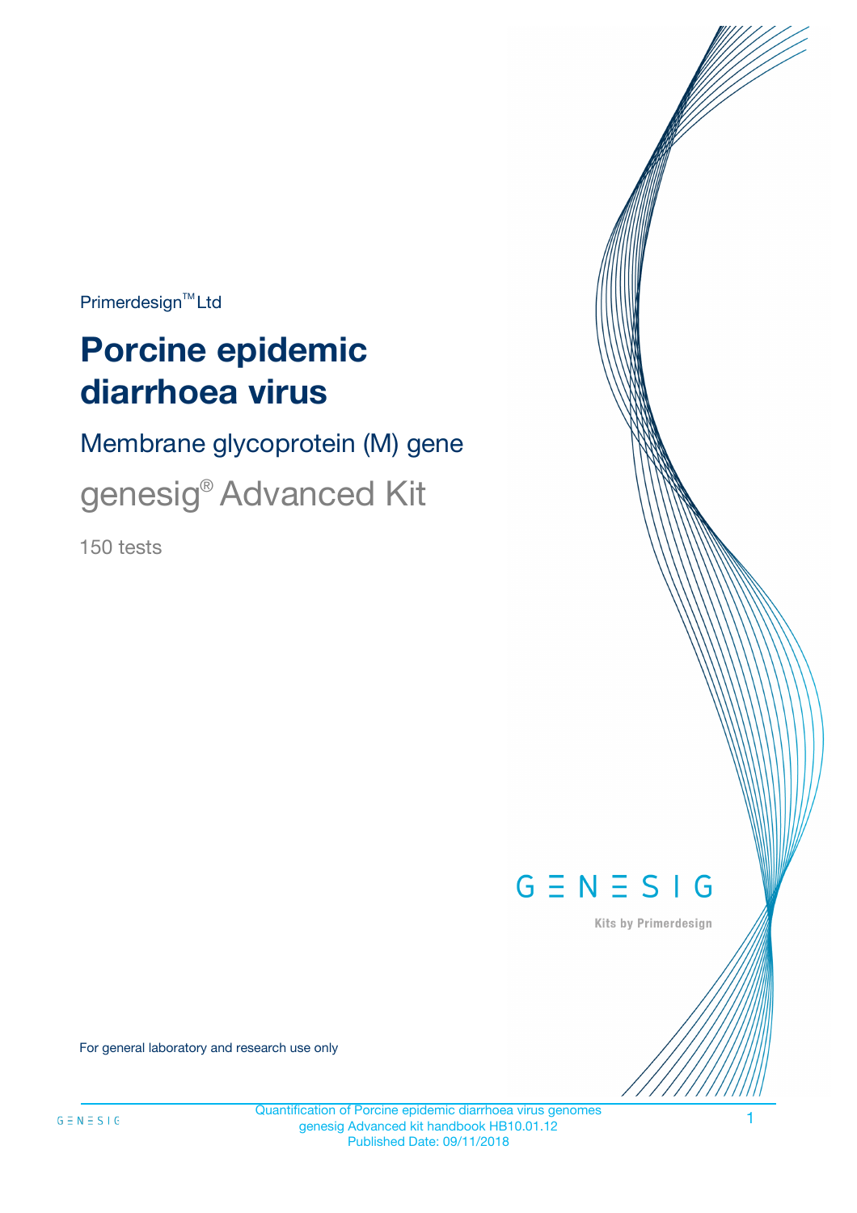Primerdesign™ Ltd

# Porcine epidemic diarrhoea virus

## Membrane glycoprotein (M) gene

## genesig® Advanced Kit

150 tests

GENESIG

Kits by Primerdesign

For general laboratory and research use only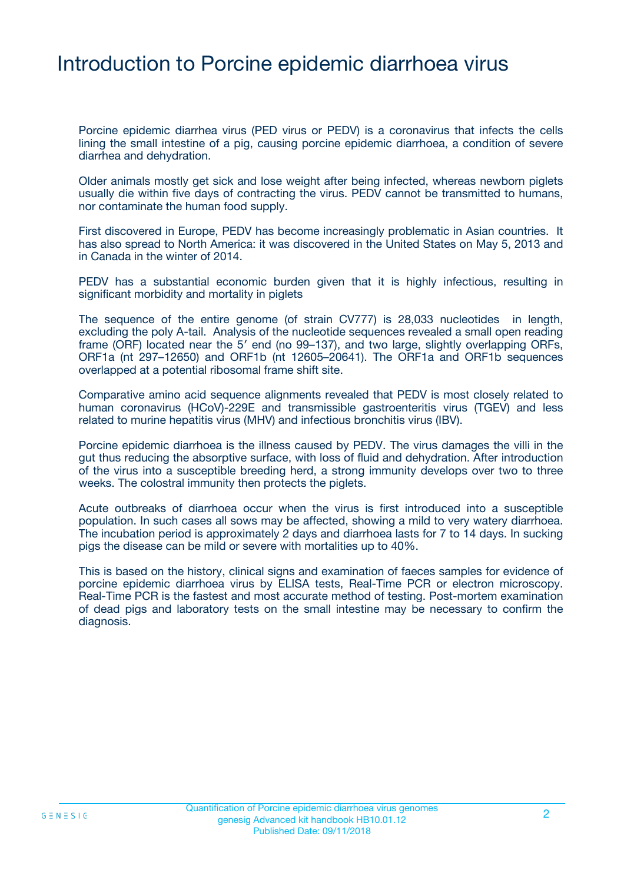# Introduction to Porcine epidemic diarrhoea virus

Porcine epidemic diarrhea virus (PED virus or PEDV) is a coronavirus that infects the cells lining the small intestine of a pig, causing porcine epidemic diarrhoea, a condition of severe diarrhea and dehydration.

Older animals mostly get sick and lose weight after being infected, whereas newborn piglets usually die within five days of contracting the virus. PEDV cannot be transmitted to humans, nor contaminate the human food supply.

First discovered in Europe, PEDV has become increasingly problematic in Asian countries. It has also spread to North America: it was discovered in the United States on May 5, 2013 and in Canada in the winter of 2014.

PEDV has a substantial economic burden given that it is highly infectious, resulting in significant morbidity and mortality in piglets

The sequence of the entire genome (of strain CV777) is 28,033 nucleotides in length, excluding the poly A-tail. Analysis of the nucleotide sequences revealed a small open reading frame (ORF) located near the 5′ end (no 99–137), and two large, slightly overlapping ORFs, ORF1a (nt 297–12650) and ORF1b (nt 12605–20641). The ORF1a and ORF1b sequences overlapped at a potential ribosomal frame shift site.

Comparative amino acid sequence alignments revealed that PEDV is most closely related to human coronavirus (HCoV)-229E and transmissible gastroenteritis virus (TGEV) and less related to murine hepatitis virus (MHV) and infectious bronchitis virus (IBV).

Porcine epidemic diarrhoea is the illness caused by PEDV. The virus damages the villi in the gut thus reducing the absorptive surface, with loss of fluid and dehydration. After introduction of the virus into a susceptible breeding herd, a strong immunity develops over two to three weeks. The colostral immunity then protects the piglets.

Acute outbreaks of diarrhoea occur when the virus is first introduced into a susceptible population. In such cases all sows may be affected, showing a mild to very watery diarrhoea. The incubation period is approximately 2 days and diarrhoea lasts for 7 to 14 days. In sucking pigs the disease can be mild or severe with mortalities up to 40%.

This is based on the history, clinical signs and examination of faeces samples for evidence of porcine epidemic diarrhoea virus by ELISA tests, Real-Time PCR or electron microscopy. Real-Time PCR is the fastest and most accurate method of testing. Post-mortem examination of dead pigs and laboratory tests on the small intestine may be necessary to confirm the diagnosis.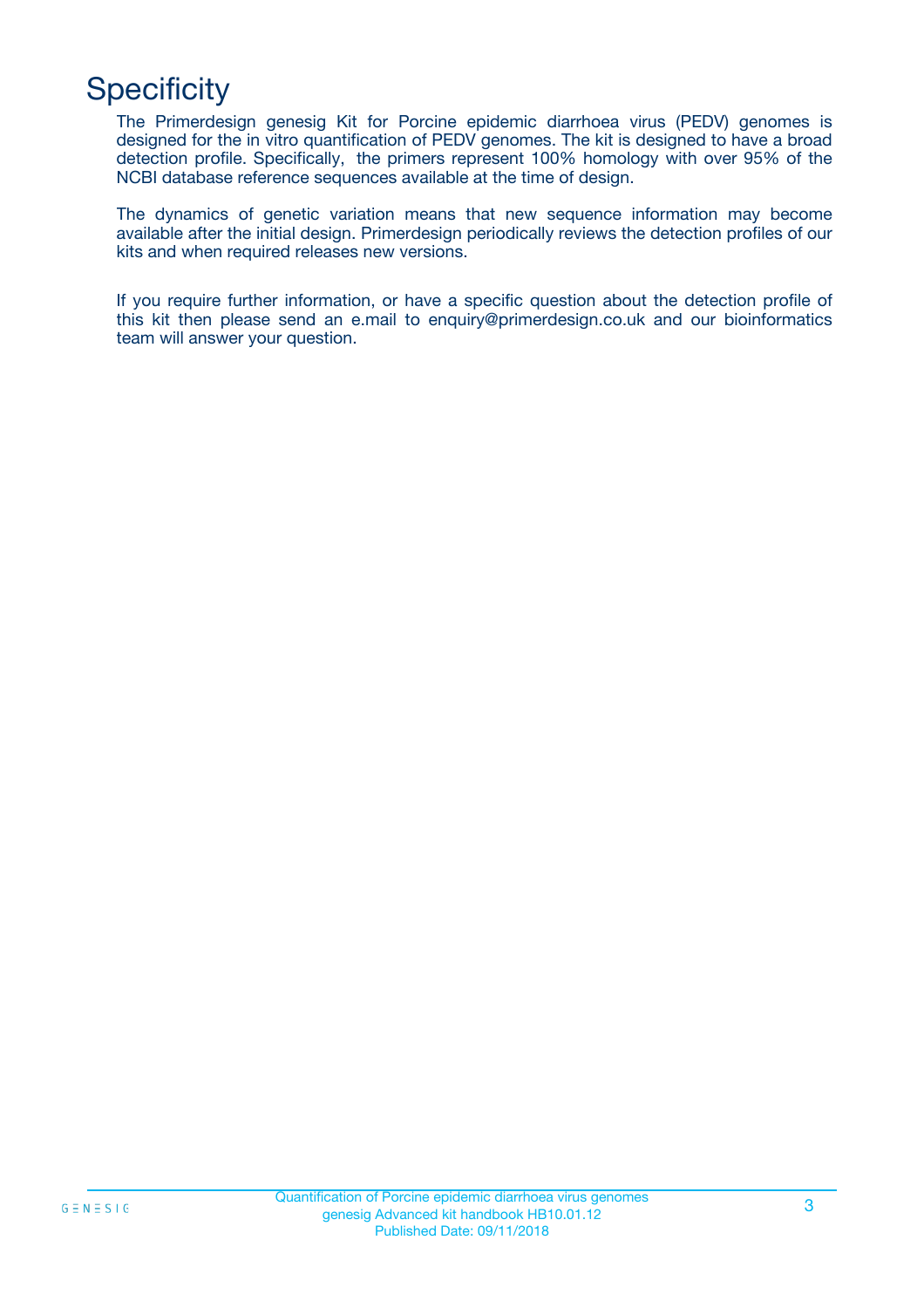# Specificity

The Primerdesign genesig Kit for Porcine epidemic diarrhoea virus (PEDV) genomes is designed for the in vitro quantification of PEDV genomes. The kit is designed to have a broad detection profile. Specifically, the primers represent 100% homology with over 95% of the NCBI database reference sequences available at the time of design.

The dynamics of genetic variation means that new sequence information may become available after the initial design. Primerdesign periodically reviews the detection profiles of our kits and when required releases new versions.

If you require further information, or have a specific question about the detection profile of this kit then please send an e.mail to enquiry@primerdesign.co.uk and our bioinformatics team will answer your question.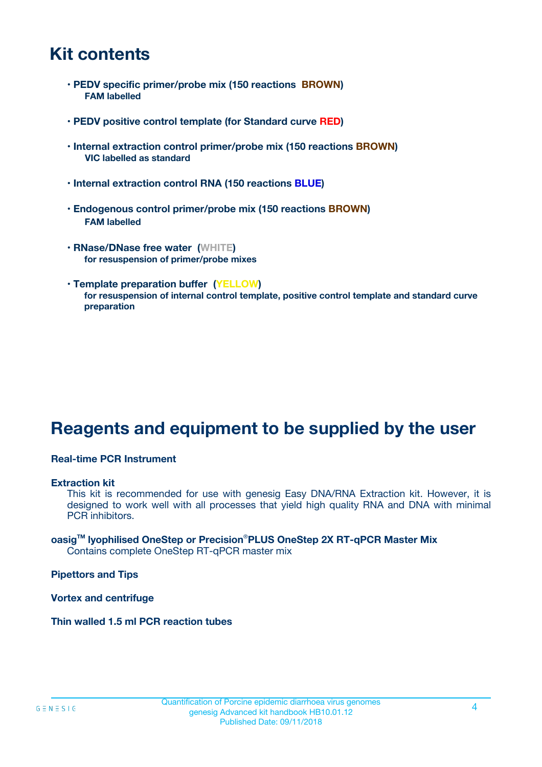# Kit contents

- **PEDV specific primer/probe mix (150 reactions BROWN)**
  **FAM labelled**

- **PEDV positive control template (for Standard curve RED)**

- **Internal extraction control primer/probe mix (150 reactions BROWN)**
  **VIC labelled as standard**

- **Internal extraction control RNA (150 reactions BLUE)**

- **Endogenous control primer/probe mix (150 reactions BROWN)**
  **FAM labelled**

- **RNase/DNase free water (WHITE)**
  **for resuspension of primer/probe mixes**

- **Template preparation buffer (YELLOW)**
  **for resuspension of internal control template, positive control template and standard curve preparation**

# Reagents and equipment to be supplied by the user

**Real-time PCR Instrument**

**Extraction kit**
This kit is recommended for use with genesig Easy DNA/RNA Extraction kit. However, it is designed to work well with all processes that yield high quality RNA and DNA with minimal PCR inhibitors.

**oasig™ lyophilised OneStep or Precision®PLUS OneStep 2X RT-qPCR Master Mix**
Contains complete OneStep RT-qPCR master mix

**Pipettors and Tips**

**Vortex and centrifuge**

**Thin walled 1.5 ml PCR reaction tubes**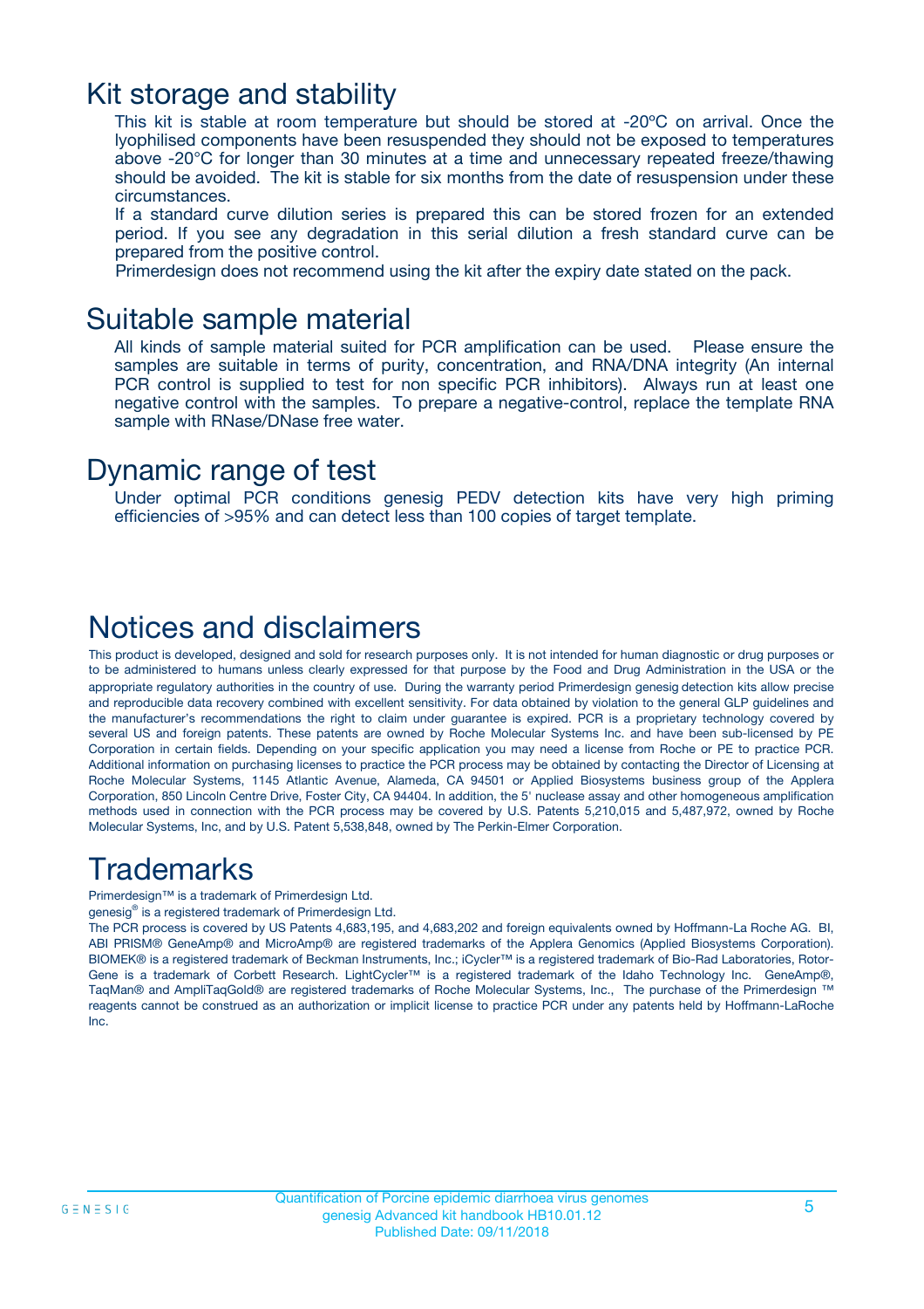## Kit storage and stability

This kit is stable at room temperature but should be stored at -20ºC on arrival. Once the lyophilised components have been resuspended they should not be exposed to temperatures above -20°C for longer than 30 minutes at a time and unnecessary repeated freeze/thawing should be avoided. The kit is stable for six months from the date of resuspension under these circumstances.

If a standard curve dilution series is prepared this can be stored frozen for an extended period. If you see any degradation in this serial dilution a fresh standard curve can be prepared from the positive control.

Primerdesign does not recommend using the kit after the expiry date stated on the pack.

## Suitable sample material

All kinds of sample material suited for PCR amplification can be used. Please ensure the samples are suitable in terms of purity, concentration, and RNA/DNA integrity (An internal PCR control is supplied to test for non specific PCR inhibitors). Always run at least one negative control with the samples. To prepare a negative-control, replace the template RNA sample with RNase/DNase free water.

## Dynamic range of test

Under optimal PCR conditions genesig PEDV detection kits have very high priming efficiencies of >95% and can detect less than 100 copies of target template.

## Notices and disclaimers

This product is developed, designed and sold for research purposes only. It is not intended for human diagnostic or drug purposes or to be administered to humans unless clearly expressed for that purpose by the Food and Drug Administration in the USA or the appropriate regulatory authorities in the country of use. During the warranty period Primerdesign genesig detection kits allow precise and reproducible data recovery combined with excellent sensitivity. For data obtained by violation to the general GLP guidelines and the manufacturer's recommendations the right to claim under guarantee is expired. PCR is a proprietary technology covered by several US and foreign patents. These patents are owned by Roche Molecular Systems Inc. and have been sub-licensed by PE Corporation in certain fields. Depending on your specific application you may need a license from Roche or PE to practice PCR. Additional information on purchasing licenses to practice the PCR process may be obtained by contacting the Director of Licensing at Roche Molecular Systems, 1145 Atlantic Avenue, Alameda, CA 94501 or Applied Biosystems business group of the Applera Corporation, 850 Lincoln Centre Drive, Foster City, CA 94404. In addition, the 5' nuclease assay and other homogeneous amplification methods used in connection with the PCR process may be covered by U.S. Patents 5,210,015 and 5,487,972, owned by Roche Molecular Systems, Inc, and by U.S. Patent 5,538,848, owned by The Perkin-Elmer Corporation.

## Trademarks

Primerdesign™ is a trademark of Primerdesign Ltd.

genesig® is a registered trademark of Primerdesign Ltd.

The PCR process is covered by US Patents 4,683,195, and 4,683,202 and foreign equivalents owned by Hoffmann-La Roche AG. BI, ABI PRISM® GeneAmp® and MicroAmp® are registered trademarks of the Applera Genomics (Applied Biosystems Corporation). BIOMEK® is a registered trademark of Beckman Instruments, Inc.; iCycler™ is a registered trademark of Bio-Rad Laboratories, Rotor-Gene is a trademark of Corbett Research. LightCycler™ is a registered trademark of the Idaho Technology Inc. GeneAmp®, TaqMan® and AmpliTaqGold® are registered trademarks of Roche Molecular Systems, Inc., The purchase of the Primerdesign ™ reagents cannot be construed as an authorization or implicit license to practice PCR under any patents held by Hoffmann-LaRoche Inc.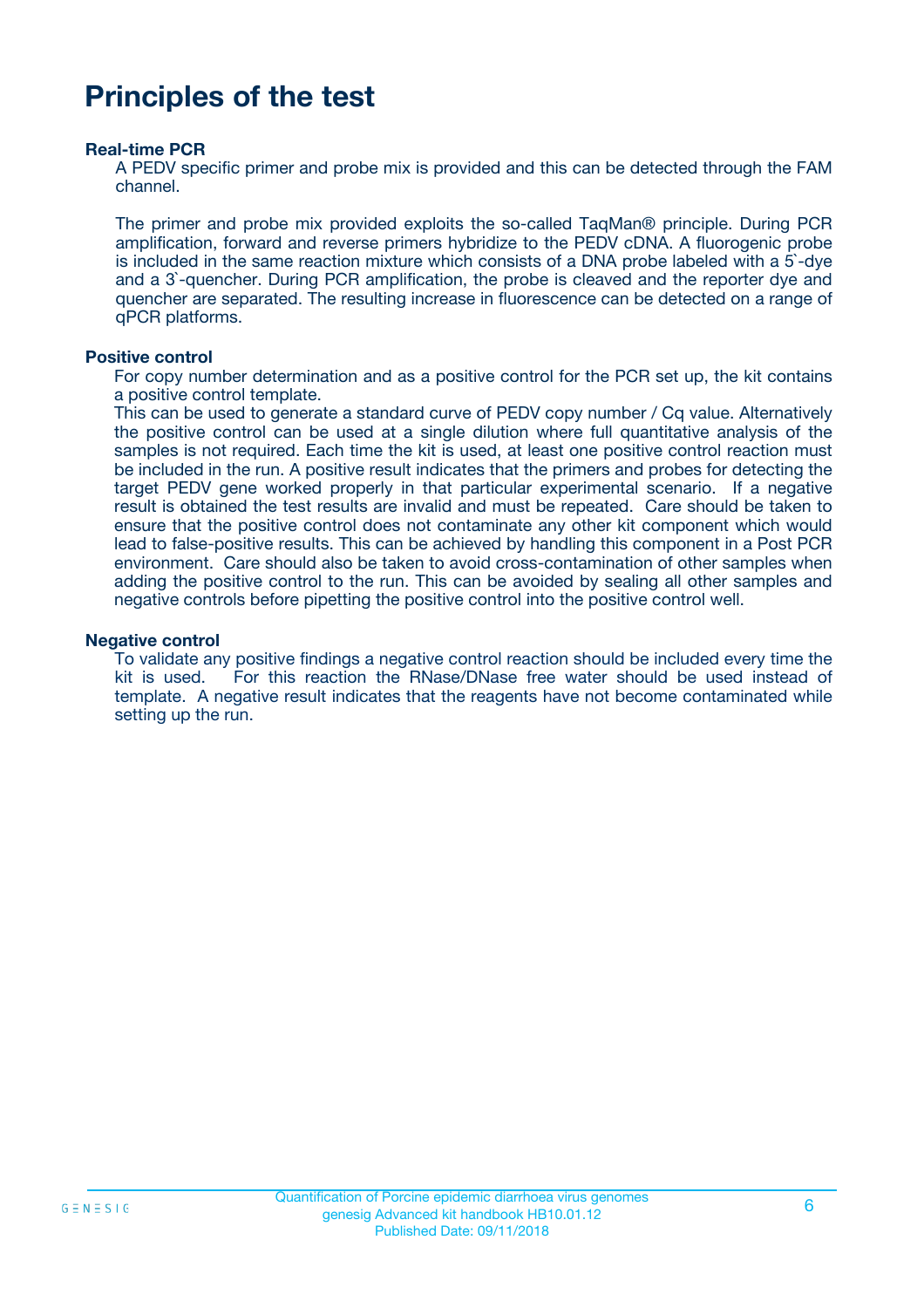# Principles of the test

### Real-time PCR

A PEDV specific primer and probe mix is provided and this can be detected through the FAM channel.

The primer and probe mix provided exploits the so-called TaqMan® principle. During PCR amplification, forward and reverse primers hybridize to the PEDV cDNA. A fluorogenic probe is included in the same reaction mixture which consists of a DNA probe labeled with a 5`-dye and a 3`-quencher. During PCR amplification, the probe is cleaved and the reporter dye and quencher are separated. The resulting increase in fluorescence can be detected on a range of qPCR platforms.

### Positive control

For copy number determination and as a positive control for the PCR set up, the kit contains a positive control template.
This can be used to generate a standard curve of PEDV copy number / Cq value. Alternatively the positive control can be used at a single dilution where full quantitative analysis of the samples is not required. Each time the kit is used, at least one positive control reaction must be included in the run. A positive result indicates that the primers and probes for detecting the target PEDV gene worked properly in that particular experimental scenario. If a negative result is obtained the test results are invalid and must be repeated. Care should be taken to ensure that the positive control does not contaminate any other kit component which would lead to false-positive results. This can be achieved by handling this component in a Post PCR environment. Care should also be taken to avoid cross-contamination of other samples when adding the positive control to the run. This can be avoided by sealing all other samples and negative controls before pipetting the positive control into the positive control well.

### Negative control

To validate any positive findings a negative control reaction should be included every time the kit is used. For this reaction the RNase/DNase free water should be used instead of template. A negative result indicates that the reagents have not become contaminated while setting up the run.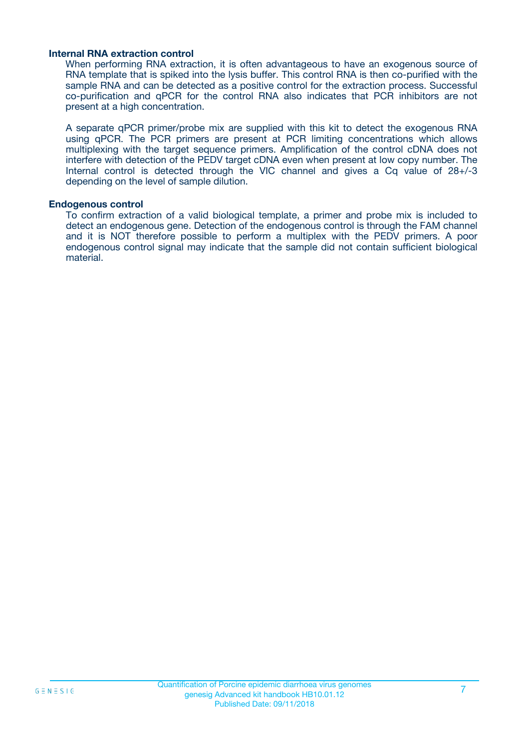### Internal RNA extraction control

When performing RNA extraction, it is often advantageous to have an exogenous source of RNA template that is spiked into the lysis buffer. This control RNA is then co-purified with the sample RNA and can be detected as a positive control for the extraction process. Successful co-purification and qPCR for the control RNA also indicates that PCR inhibitors are not present at a high concentration.

A separate qPCR primer/probe mix are supplied with this kit to detect the exogenous RNA using qPCR. The PCR primers are present at PCR limiting concentrations which allows multiplexing with the target sequence primers. Amplification of the control cDNA does not interfere with detection of the PEDV target cDNA even when present at low copy number. The Internal control is detected through the VIC channel and gives a Cq value of 28+/-3 depending on the level of sample dilution.

### Endogenous control

To confirm extraction of a valid biological template, a primer and probe mix is included to detect an endogenous gene. Detection of the endogenous control is through the FAM channel and it is NOT therefore possible to perform a multiplex with the PEDV primers. A poor endogenous control signal may indicate that the sample did not contain sufficient biological material.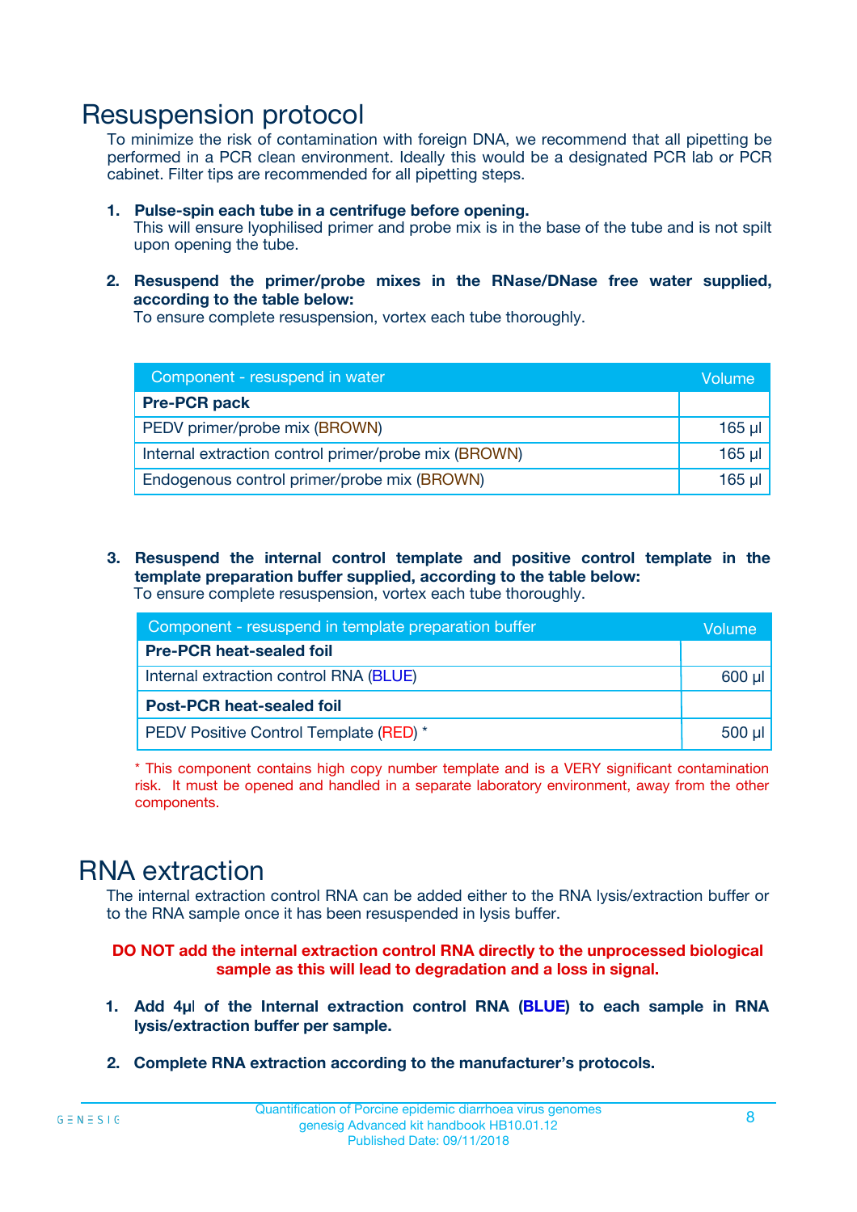# Resuspension protocol

To minimize the risk of contamination with foreign DNA, we recommend that all pipetting be performed in a PCR clean environment. Ideally this would be a designated PCR lab or PCR cabinet. Filter tips are recommended for all pipetting steps.

1. **Pulse-spin each tube in a centrifuge before opening.**
   This will ensure lyophilised primer and probe mix is in the base of the tube and is not spilt upon opening the tube.

2. **Resuspend the primer/probe mixes in the RNase/DNase free water supplied, according to the table below:**
   To ensure complete resuspension, vortex each tube thoroughly.

| Component - resuspend in water | Volume |
|---|---|
| **Pre-PCR pack** | |
| PEDV primer/probe mix (BROWN) | 165 µl |
| Internal extraction control primer/probe mix (BROWN) | 165 µl |
| Endogenous control primer/probe mix (BROWN) | 165 µl |

3. **Resuspend the internal control template and positive control template in the template preparation buffer supplied, according to the table below:**
   To ensure complete resuspension, vortex each tube thoroughly.

| Component - resuspend in template preparation buffer | Volume |
|---|---|
| **Pre-PCR heat-sealed foil** | |
| Internal extraction control RNA (BLUE) | 600 µl |
| **Post-PCR heat-sealed foil** | |
| PEDV Positive Control Template (RED) * | 500 µl |

\* This component contains high copy number template and is a VERY significant contamination risk. It must be opened and handled in a separate laboratory environment, away from the other components.

# RNA extraction

The internal extraction control RNA can be added either to the RNA lysis/extraction buffer or to the RNA sample once it has been resuspended in lysis buffer.

**DO NOT add the internal extraction control RNA directly to the unprocessed biological sample as this will lead to degradation and a loss in signal.**

1. **Add 4µl of the Internal extraction control RNA (BLUE) to each sample in RNA lysis/extraction buffer per sample.**

2. **Complete RNA extraction according to the manufacturer's protocols.**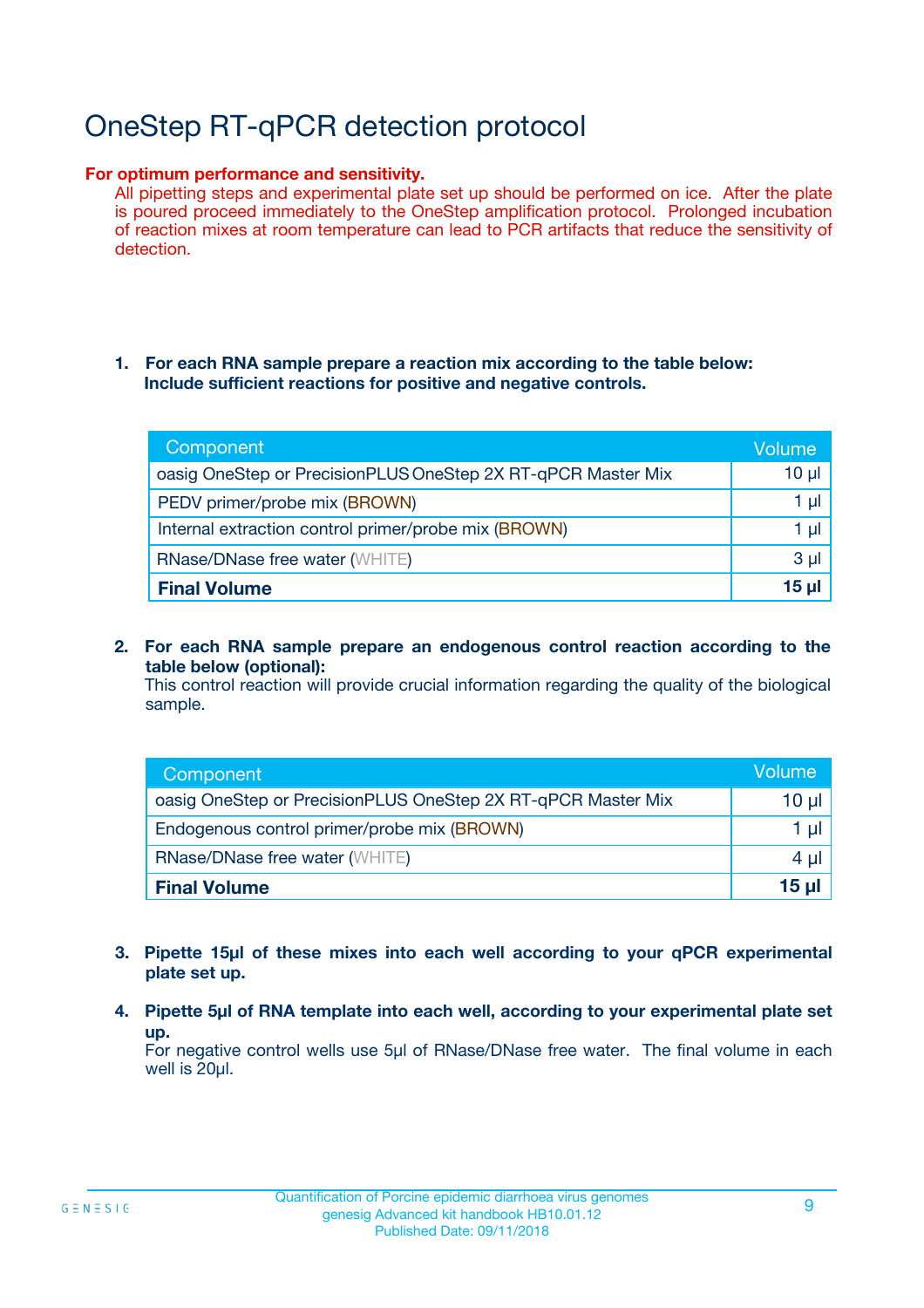# OneStep RT-qPCR detection protocol

**For optimum performance and sensitivity.**
All pipetting steps and experimental plate set up should be performed on ice. After the plate is poured proceed immediately to the OneStep amplification protocol. Prolonged incubation of reaction mixes at room temperature can lead to PCR artifacts that reduce the sensitivity of detection.

1. **For each RNA sample prepare a reaction mix according to the table below: Include sufficient reactions for positive and negative controls.**

| Component | Volume |
|---|---|
| oasig OneStep or PrecisionPLUS OneStep 2X RT-qPCR Master Mix | 10 µl |
| PEDV primer/probe mix (BROWN) | 1 µl |
| Internal extraction control primer/probe mix (BROWN) | 1 µl |
| RNase/DNase free water (WHITE) | 3 µl |
| **Final Volume** | **15 µl** |

2. **For each RNA sample prepare an endogenous control reaction according to the table below (optional):**
   This control reaction will provide crucial information regarding the quality of the biological sample.

| Component | Volume |
|---|---|
| oasig OneStep or PrecisionPLUS OneStep 2X RT-qPCR Master Mix | 10 µl |
| Endogenous control primer/probe mix (BROWN) | 1 µl |
| RNase/DNase free water (WHITE) | 4 µl |
| **Final Volume** | **15 µl** |

3. **Pipette 15µl of these mixes into each well according to your qPCR experimental plate set up.**

4. **Pipette 5µl of RNA template into each well, according to your experimental plate set up.**
   For negative control wells use 5µl of RNase/DNase free water. The final volume in each well is 20µl.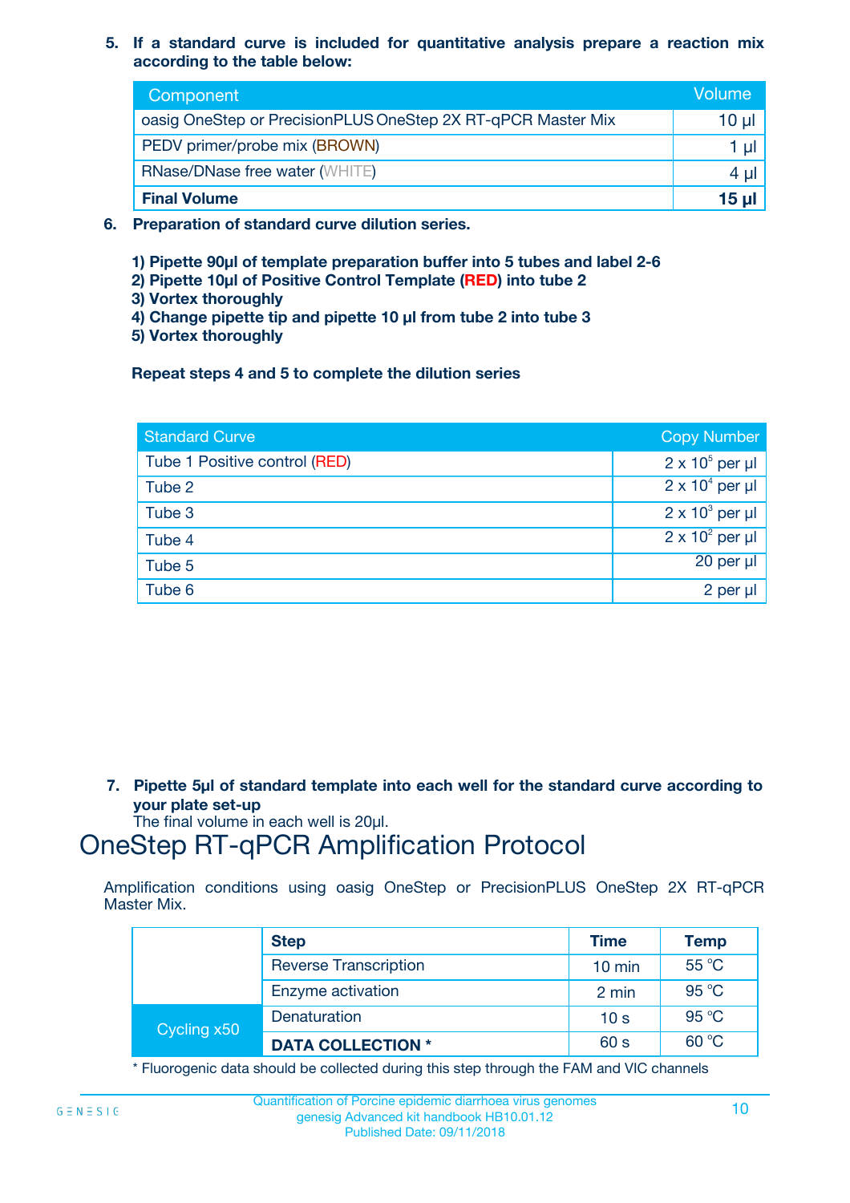5. **If a standard curve is included for quantitative analysis prepare a reaction mix according to the table below:**

| Component | Volume |
|---|---|
| oasig OneStep or PrecisionPLUS OneStep 2X RT-qPCR Master Mix | 10 µl |
| PEDV primer/probe mix (BROWN) | 1 µl |
| RNase/DNase free water (WHITE) | 4 µl |
| **Final Volume** | **15 µl** |

6. **Preparation of standard curve dilution series.**

   **1) Pipette 90µl of template preparation buffer into 5 tubes and label 2-6**
   **2) Pipette 10µl of Positive Control Template (RED) into tube 2**
   **3) Vortex thoroughly**
   **4) Change pipette tip and pipette 10 µl from tube 2 into tube 3**
   **5) Vortex thoroughly**

   **Repeat steps 4 and 5 to complete the dilution series**

| Standard Curve | Copy Number |
|---|---|
| Tube 1 Positive control (RED) | $2 \times 10^5$ per µl |
| Tube 2 | $2 \times 10^4$ per µl |
| Tube 3 | $2 \times 10^3$ per µl |
| Tube 4 | $2 \times 10^2$ per µl |
| Tube 5 | 20 per µl |
| Tube 6 | 2 per µl |

7. **Pipette 5µl of standard template into each well for the standard curve according to your plate set-up**
   The final volume in each well is 20µl.

# OneStep RT-qPCR Amplification Protocol

Amplification conditions using oasig OneStep or PrecisionPLUS OneStep 2X RT-qPCR Master Mix.

| | Step | Time | Temp |
|---|---|---|---|
| | Reverse Transcription | 10 min | 55 °C |
| | Enzyme activation | 2 min | 95 °C |
| Cycling x50 | Denaturation | 10 s | 95 °C |
| | **DATA COLLECTION *** | 60 s | 60 °C |

* Fluorogenic data should be collected during this step through the FAM and VIC channels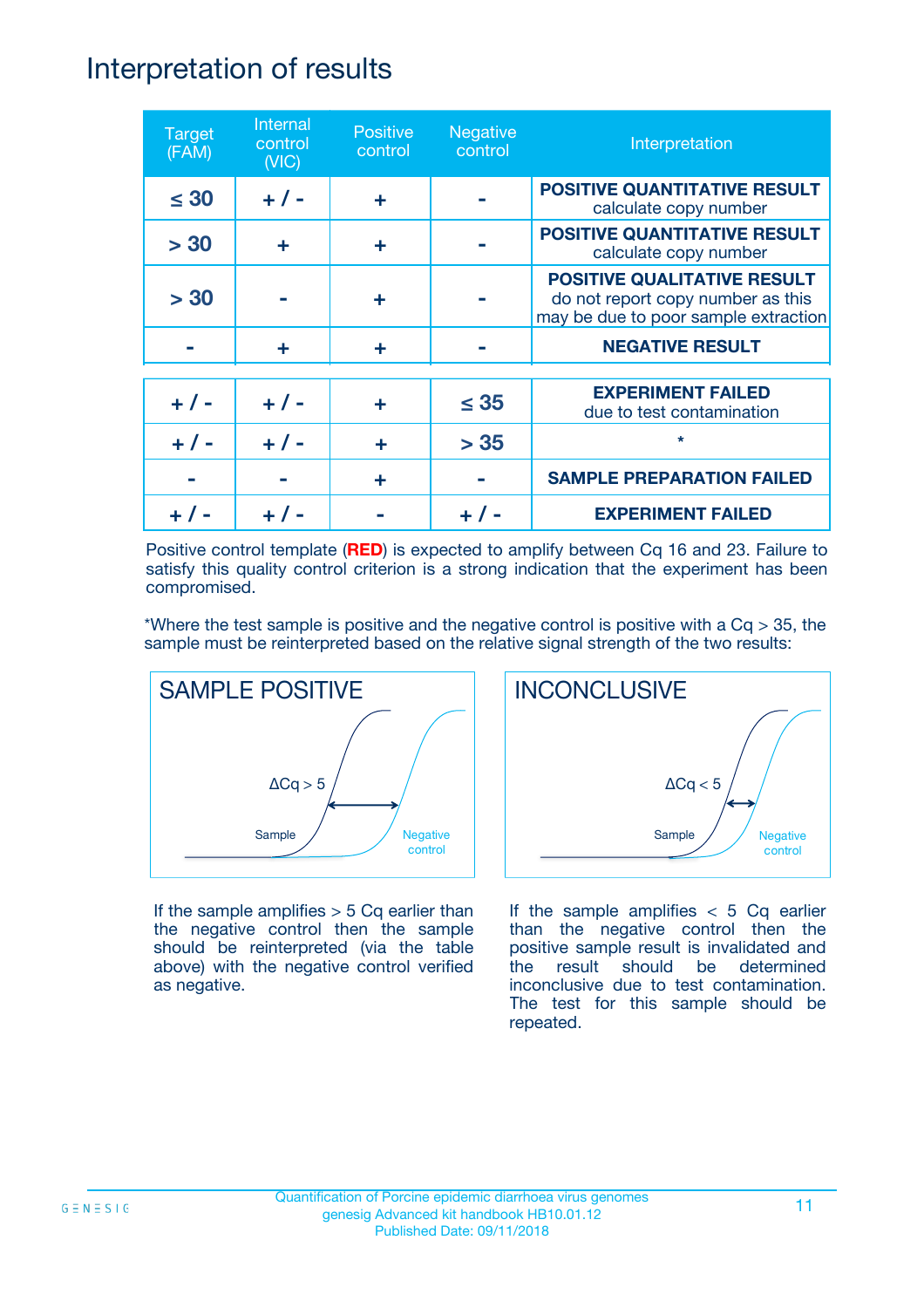# Interpretation of results

| Target (FAM) | Internal control (VIC) | Positive control | Negative control | Interpretation |
|---|---|---|---|---|
| ≤ 30 | + / - | + | - | **POSITIVE QUANTITATIVE RESULT** calculate copy number |
| > 30 | + | + | - | **POSITIVE QUANTITATIVE RESULT** calculate copy number |
| > 30 | - | + | - | **POSITIVE QUALITATIVE RESULT** do not report copy number as this may be due to poor sample extraction |
| - | + | + | - | **NEGATIVE RESULT** |
| + / - | + / - | + | ≤ 35 | **EXPERIMENT FAILED** due to test contamination |
| + / - | + / - | + | > 35 | * |
| - | - | + | - | **SAMPLE PREPARATION FAILED** |
| + / - | + / - | - | + / - | **EXPERIMENT FAILED** |

Positive control template (**RED**) is expected to amplify between Cq 16 and 23. Failure to satisfy this quality control criterion is a strong indication that the experiment has been compromised.

*Where the test sample is positive and the negative control is positive with a Cq > 35, the sample must be reinterpreted based on the relative signal strength of the two results:

## SAMPLE POSITIVE

ΔCq > 5

Sample

Negative control

If the sample amplifies > 5 Cq earlier than the negative control then the sample should be reinterpreted (via the table above) with the negative control verified as negative.

## INCONCLUSIVE

ΔCq < 5

Sample

Negative control

If the sample amplifies < 5 Cq earlier than the negative control then the positive sample result is invalidated and the result should be determined inconclusive due to test contamination. The test for this sample should be repeated.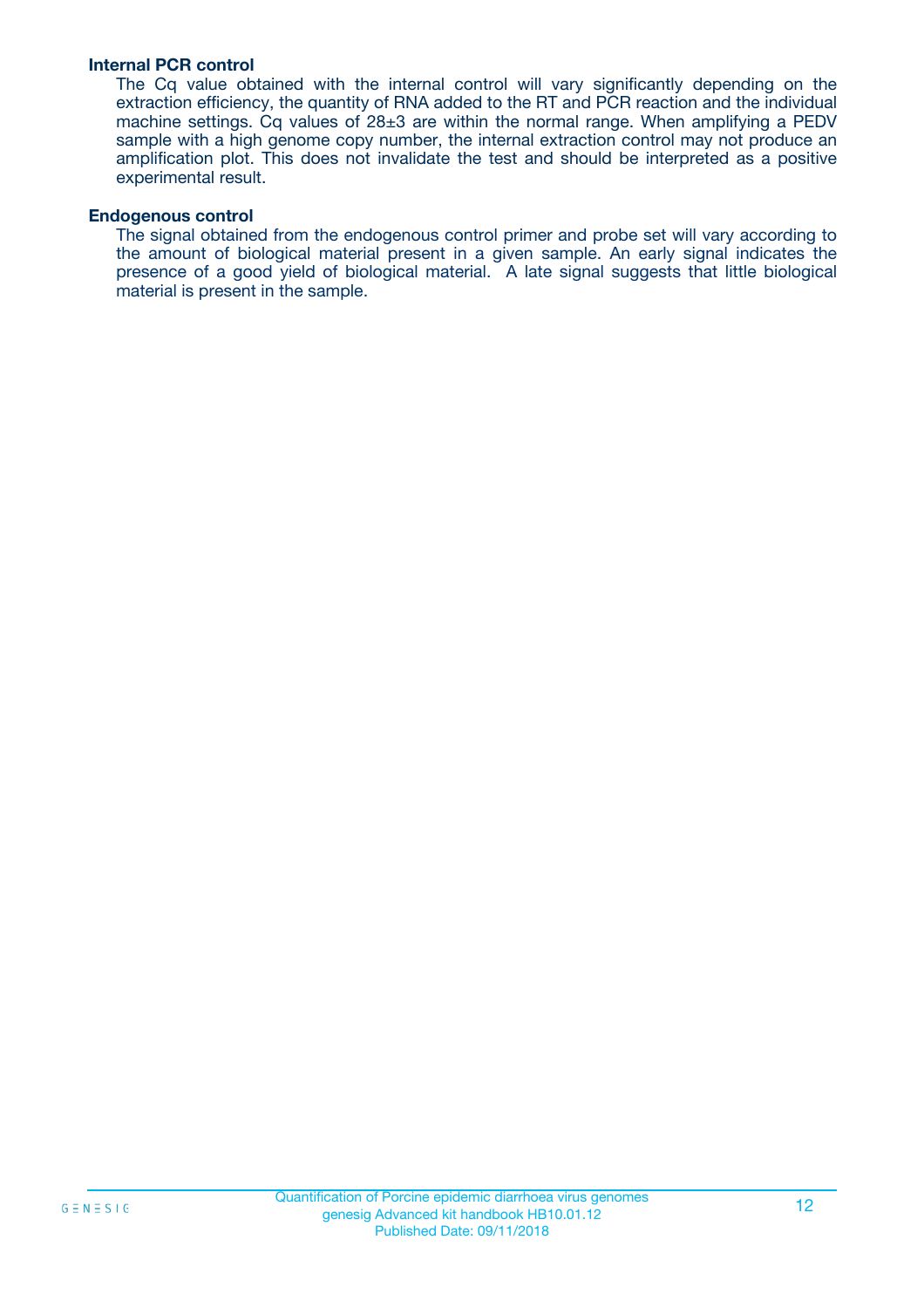**Internal PCR control**

The Cq value obtained with the internal control will vary significantly depending on the extraction efficiency, the quantity of RNA added to the RT and PCR reaction and the individual machine settings. Cq values of 28±3 are within the normal range. When amplifying a PEDV sample with a high genome copy number, the internal extraction control may not produce an amplification plot. This does not invalidate the test and should be interpreted as a positive experimental result.

**Endogenous control**

The signal obtained from the endogenous control primer and probe set will vary according to the amount of biological material present in a given sample. An early signal indicates the presence of a good yield of biological material. A late signal suggests that little biological material is present in the sample.